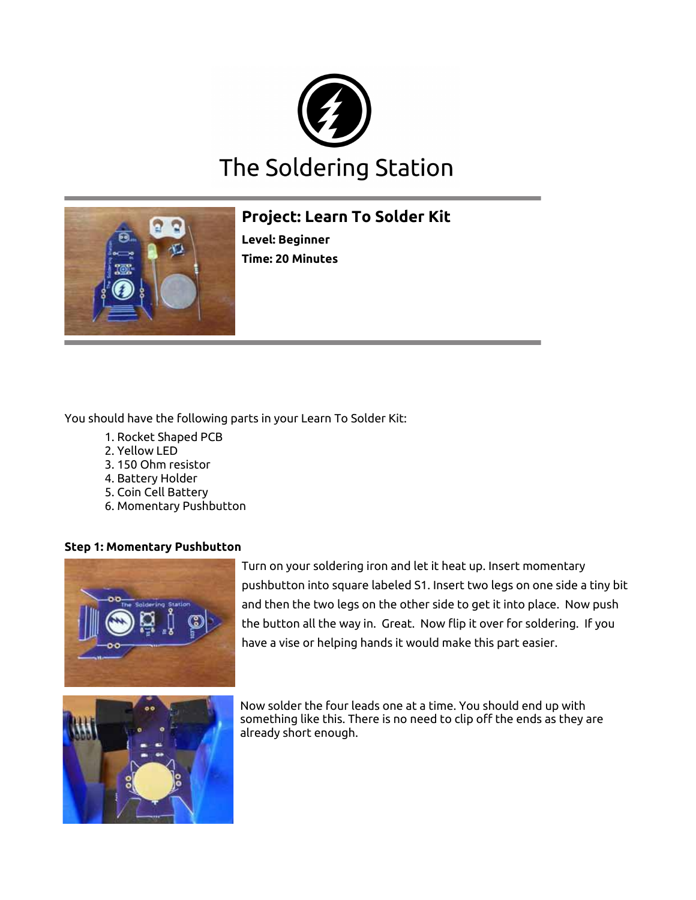# The Soldering Station

## Project: Learn To Solder Kit

**Level: Beginner**

**Time: 20 Minutes**

You should have the following parts in your Learn To Solder Kit:

1. Rocket Shaped PCB
2. Yellow LED
3. 150 Ohm resistor
4. Battery Holder
5. Coin Cell Battery
6. Momentary Pushbutton

**Step 1: Momentary Pushbutton**

Turn on your soldering iron and let it heat up. Insert momentary pushbutton into square labeled S1. Insert two legs on one side a tiny bit and then the two legs on the other side to get it into place. Now push the button all the way in. Great. Now flip it over for soldering. If you have a vise or helping hands it would make this part easier.

Now solder the four leads one at a time. You should end up with something like this. There is no need to clip off the ends as they are already short enough.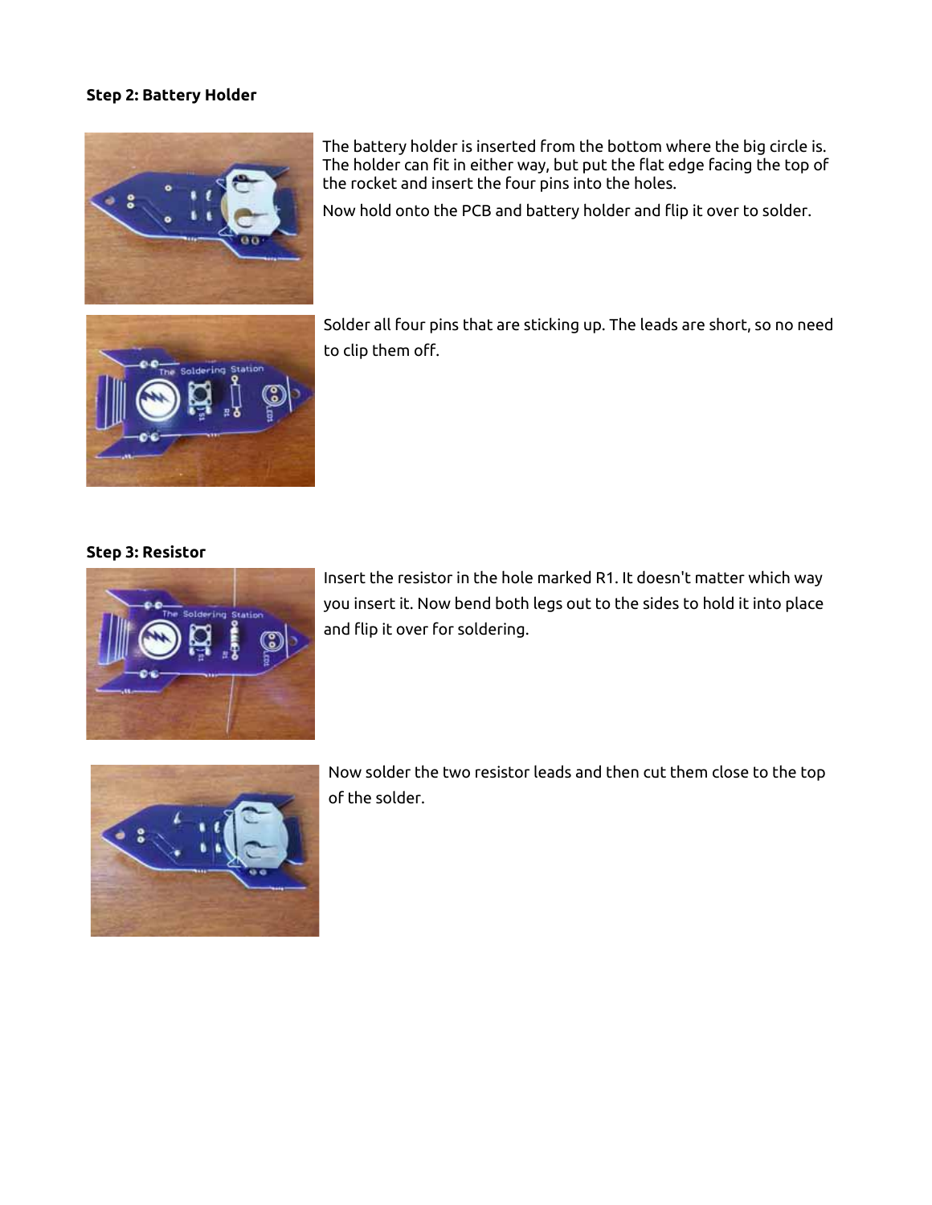**Step 2: Battery Holder**

The battery holder is inserted from the bottom where the big circle is. The holder can fit in either way, but put the flat edge facing the top of the rocket and insert the four pins into the holes.

Now hold onto the PCB and battery holder and flip it over to solder.

Solder all four pins that are sticking up. The leads are short, so no need to clip them off.

**Step 3: Resistor**

Insert the resistor in the hole marked R1. It doesn't matter which way you insert it. Now bend both legs out to the sides to hold it into place and flip it over for soldering.

Now solder the two resistor leads and then cut them close to the top of the solder.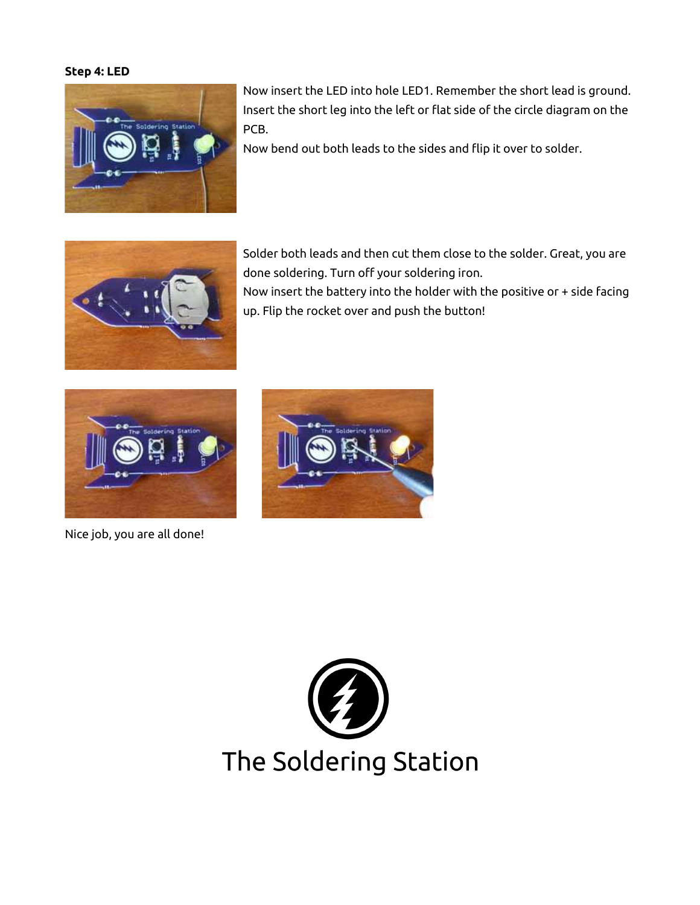**Step 4: LED**

Now insert the LED into hole LED1. Remember the short lead is ground. Insert the short leg into the left or flat side of the circle diagram on the PCB.

Now bend out both leads to the sides and flip it over to solder.

Solder both leads and then cut them close to the solder. Great, you are done soldering. Turn off your soldering iron.

Now insert the battery into the holder with the positive or + side facing up. Flip the rocket over and push the button!

Nice job, you are all done!

The Soldering Station